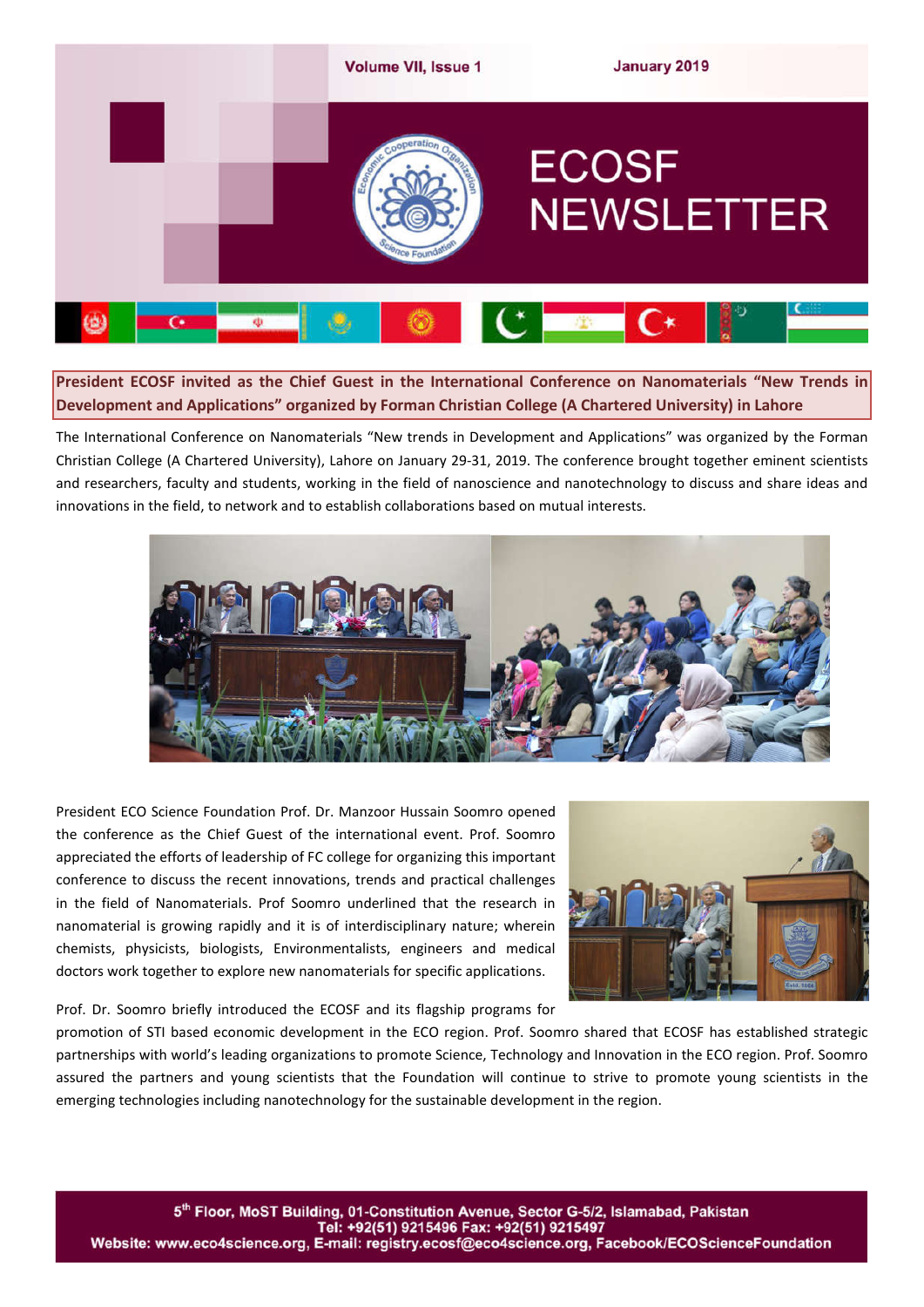# ECOSF NEWSLETTER

Volume VII, Issue 1 — January 2019

## President ECOSF invited as the Chief Guest in the International Conference on Nanomaterials "New Trends in Development and Applications" organized by Forman Christian College (A Chartered University) in Lahore

The International Conference on Nanomaterials "New trends in Development and Applications" was organized by the Forman Christian College (A Chartered University), Lahore on January 29-31, 2019. The conference brought together eminent scientists and researchers, faculty and students, working in the field of nanoscience and nanotechnology to discuss and share ideas and innovations in the field, to network and to establish collaborations based on mutual interests.

President ECO Science Foundation Prof. Dr. Manzoor Hussain Soomro opened the conference as the Chief Guest of the international event. Prof. Soomro appreciated the efforts of leadership of FC college for organizing this important conference to discuss the recent innovations, trends and practical challenges in the field of Nanomaterials. Prof Soomro underlined that the research in nanomaterial is growing rapidly and it is of interdisciplinary nature; wherein chemists, physicists, biologists, Environmentalists, engineers and medical doctors work together to explore new nanomaterials for specific applications.

Prof. Dr. Soomro briefly introduced the ECOSF and its flagship programs for promotion of STI based economic development in the ECO region. Prof. Soomro shared that ECOSF has established strategic partnerships with world's leading organizations to promote Science, Technology and Innovation in the ECO region. Prof. Soomro assured the partners and young scientists that the Foundation will continue to strive to promote young scientists in the emerging technologies including nanotechnology for the sustainable development in the region.

5th Floor, MoST Building, 01-Constitution Avenue, Sector G-5/2, Islamabad, Pakistan
Tel: +92(51) 9215496 Fax: +92(51) 9215497
Website: www.eco4science.org, E-mail: registry.ecosf@eco4science.org, Facebook/ECOScienceFoundation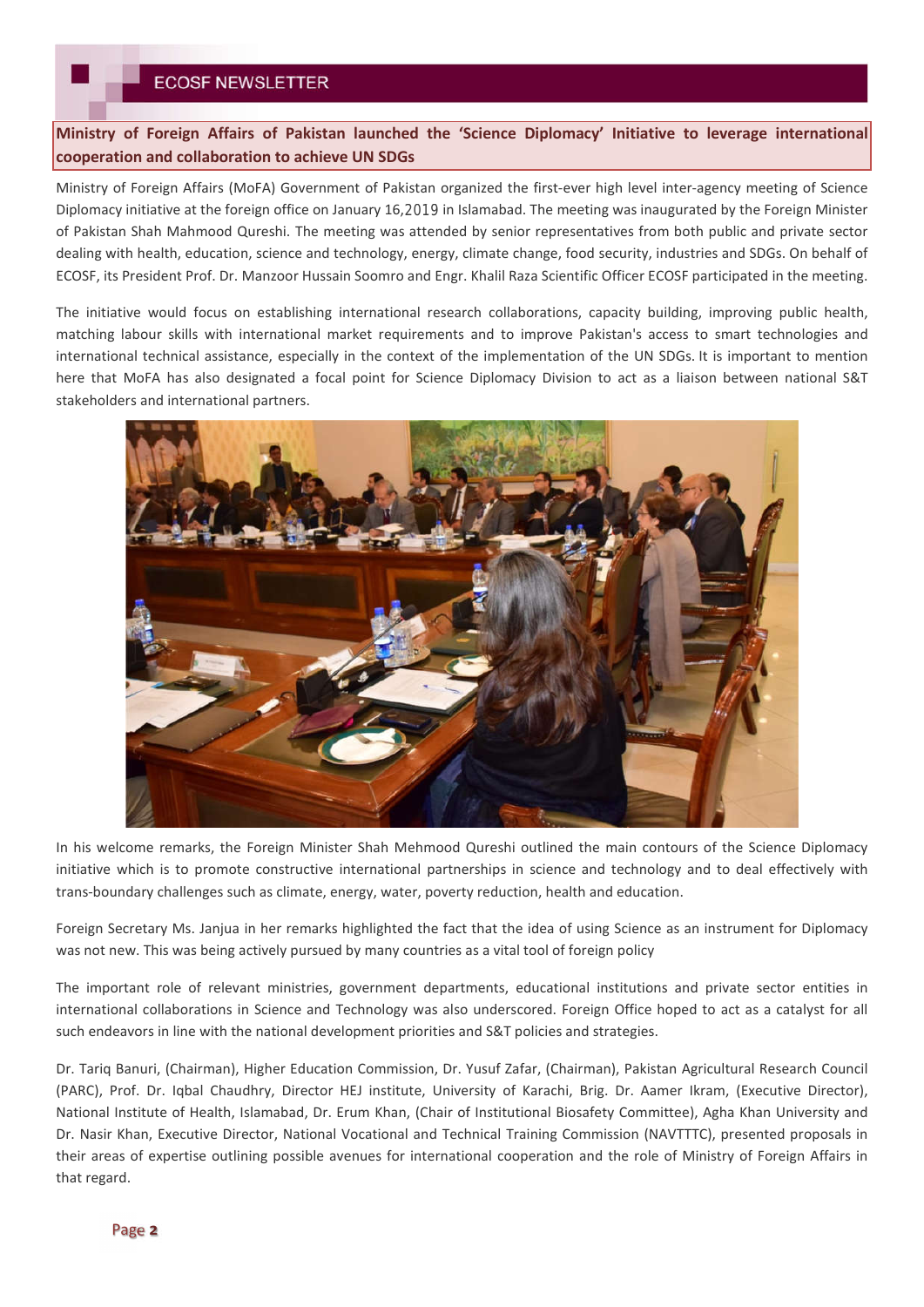## Ministry of Foreign Affairs of Pakistan launched the 'Science Diplomacy' Initiative to leverage international cooperation and collaboration to achieve UN SDGs

Ministry of Foreign Affairs (MoFA) Government of Pakistan organized the first-ever high level inter-agency meeting of Science Diplomacy initiative at the foreign office on January 16,2019 in Islamabad. The meeting was inaugurated by the Foreign Minister of Pakistan Shah Mahmood Qureshi. The meeting was attended by senior representatives from both public and private sector dealing with health, education, science and technology, energy, climate change, food security, industries and SDGs. On behalf of ECOSF, its President Prof. Dr. Manzoor Hussain Soomro and Engr. Khalil Raza Scientific Officer ECOSF participated in the meeting.

The initiative would focus on establishing international research collaborations, capacity building, improving public health, matching labour skills with international market requirements and to improve Pakistan's access to smart technologies and international technical assistance, especially in the context of the implementation of the UN SDGs. It is important to mention here that MoFA has also designated a focal point for Science Diplomacy Division to act as a liaison between national S&T stakeholders and international partners.

In his welcome remarks, the Foreign Minister Shah Mehmood Qureshi outlined the main contours of the Science Diplomacy initiative which is to promote constructive international partnerships in science and technology and to deal effectively with trans-boundary challenges such as climate, energy, water, poverty reduction, health and education.

Foreign Secretary Ms. Janjua in her remarks highlighted the fact that the idea of using Science as an instrument for Diplomacy was not new. This was being actively pursued by many countries as a vital tool of foreign policy

The important role of relevant ministries, government departments, educational institutions and private sector entities in international collaborations in Science and Technology was also underscored. Foreign Office hoped to act as a catalyst for all such endeavors in line with the national development priorities and S&T policies and strategies.

Dr. Tariq Banuri, (Chairman), Higher Education Commission, Dr. Yusuf Zafar, (Chairman), Pakistan Agricultural Research Council (PARC), Prof. Dr. Iqbal Chaudhry, Director HEJ institute, University of Karachi, Brig. Dr. Aamer Ikram, (Executive Director), National Institute of Health, Islamabad, Dr. Erum Khan, (Chair of Institutional Biosafety Committee), Agha Khan University and Dr. Nasir Khan, Executive Director, National Vocational and Technical Training Commission (NAVTTTC), presented proposals in their areas of expertise outlining possible avenues for international cooperation and the role of Ministry of Foreign Affairs in that regard.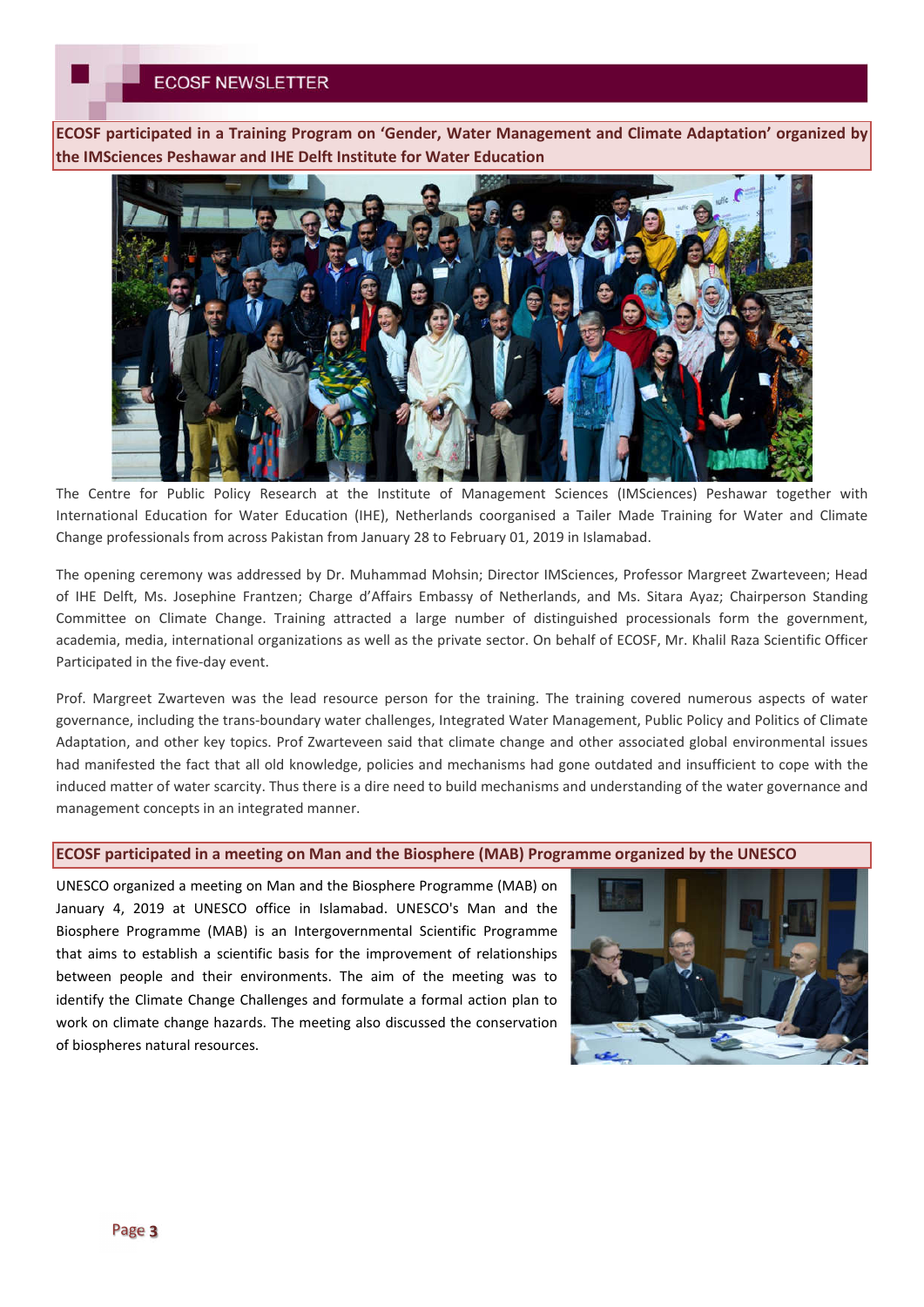## ECOSF participated in a Training Program on 'Gender, Water Management and Climate Adaptation' organized by the IMSciences Peshawar and IHE Delft Institute for Water Education

The Centre for Public Policy Research at the Institute of Management Sciences (IMSciences) Peshawar together with International Education for Water Education (IHE), Netherlands coorganised a Tailer Made Training for Water and Climate Change professionals from across Pakistan from January 28 to February 01, 2019 in Islamabad.

The opening ceremony was addressed by Dr. Muhammad Mohsin; Director IMSciences, Professor Margreet Zwarteveen; Head of IHE Delft, Ms. Josephine Frantzen; Charge d'Affairs Embassy of Netherlands, and Ms. Sitara Ayaz; Chairperson Standing Committee on Climate Change. Training attracted a large number of distinguished processionals form the government, academia, media, international organizations as well as the private sector. On behalf of ECOSF, Mr. Khalil Raza Scientific Officer Participated in the five-day event.

Prof. Margreet Zwarteven was the lead resource person for the training. The training covered numerous aspects of water governance, including the trans-boundary water challenges, Integrated Water Management, Public Policy and Politics of Climate Adaptation, and other key topics. Prof Zwarteveen said that climate change and other associated global environmental issues had manifested the fact that all old knowledge, policies and mechanisms had gone outdated and insufficient to cope with the induced matter of water scarcity. Thus there is a dire need to build mechanisms and understanding of the water governance and management concepts in an integrated manner.

## ECOSF participated in a meeting on Man and the Biosphere (MAB) Programme organized by the UNESCO

UNESCO organized a meeting on Man and the Biosphere Programme (MAB) on January 4, 2019 at UNESCO office in Islamabad. UNESCO's Man and the Biosphere Programme (MAB) is an Intergovernmental Scientific Programme that aims to establish a scientific basis for the improvement of relationships between people and their environments. The aim of the meeting was to identify the Climate Change Challenges and formulate a formal action plan to work on climate change hazards. The meeting also discussed the conservation of biospheres natural resources.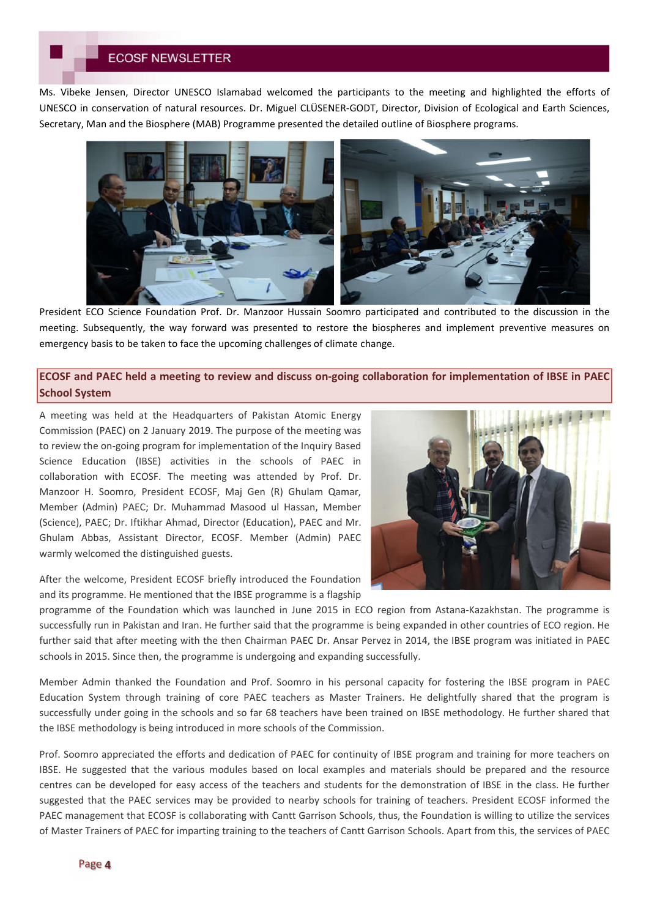Ms. Vibeke Jensen, Director UNESCO Islamabad welcomed the participants to the meeting and highlighted the efforts of UNESCO in conservation of natural resources. Dr. Miguel CLÜSENER-GODT, Director, Division of Ecological and Earth Sciences, Secretary, Man and the Biosphere (MAB) Programme presented the detailed outline of Biosphere programs.

President ECO Science Foundation Prof. Dr. Manzoor Hussain Soomro participated and contributed to the discussion in the meeting. Subsequently, the way forward was presented to restore the biospheres and implement preventive measures on emergency basis to be taken to face the upcoming challenges of climate change.

## ECOSF and PAEC held a meeting to review and discuss on-going collaboration for implementation of IBSE in PAEC School System

A meeting was held at the Headquarters of Pakistan Atomic Energy Commission (PAEC) on 2 January 2019. The purpose of the meeting was to review the on-going program for implementation of the Inquiry Based Science Education (IBSE) activities in the schools of PAEC in collaboration with ECOSF. The meeting was attended by Prof. Dr. Manzoor H. Soomro, President ECOSF, Maj Gen (R) Ghulam Qamar, Member (Admin) PAEC; Dr. Muhammad Masood ul Hassan, Member (Science), PAEC; Dr. Iftikhar Ahmad, Director (Education), PAEC and Mr. Ghulam Abbas, Assistant Director, ECOSF. Member (Admin) PAEC warmly welcomed the distinguished guests.

After the welcome, President ECOSF briefly introduced the Foundation and its programme. He mentioned that the IBSE programme is a flagship programme of the Foundation which was launched in June 2015 in ECO region from Astana-Kazakhstan. The programme is successfully run in Pakistan and Iran. He further said that the programme is being expanded in other countries of ECO region. He further said that after meeting with the then Chairman PAEC Dr. Ansar Pervez in 2014, the IBSE program was initiated in PAEC schools in 2015. Since then, the programme is undergoing and expanding successfully.

Member Admin thanked the Foundation and Prof. Soomro in his personal capacity for fostering the IBSE program in PAEC Education System through training of core PAEC teachers as Master Trainers. He delightfully shared that the program is successfully under going in the schools and so far 68 teachers have been trained on IBSE methodology. He further shared that the IBSE methodology is being introduced in more schools of the Commission.

Prof. Soomro appreciated the efforts and dedication of PAEC for continuity of IBSE program and training for more teachers on IBSE. He suggested that the various modules based on local examples and materials should be prepared and the resource centres can be developed for easy access of the teachers and students for the demonstration of IBSE in the class. He further suggested that the PAEC services may be provided to nearby schools for training of teachers. President ECOSF informed the PAEC management that ECOSF is collaborating with Cantt Garrison Schools, thus, the Foundation is willing to utilize the services of Master Trainers of PAEC for imparting training to the teachers of Cantt Garrison Schools. Apart from this, the services of PAEC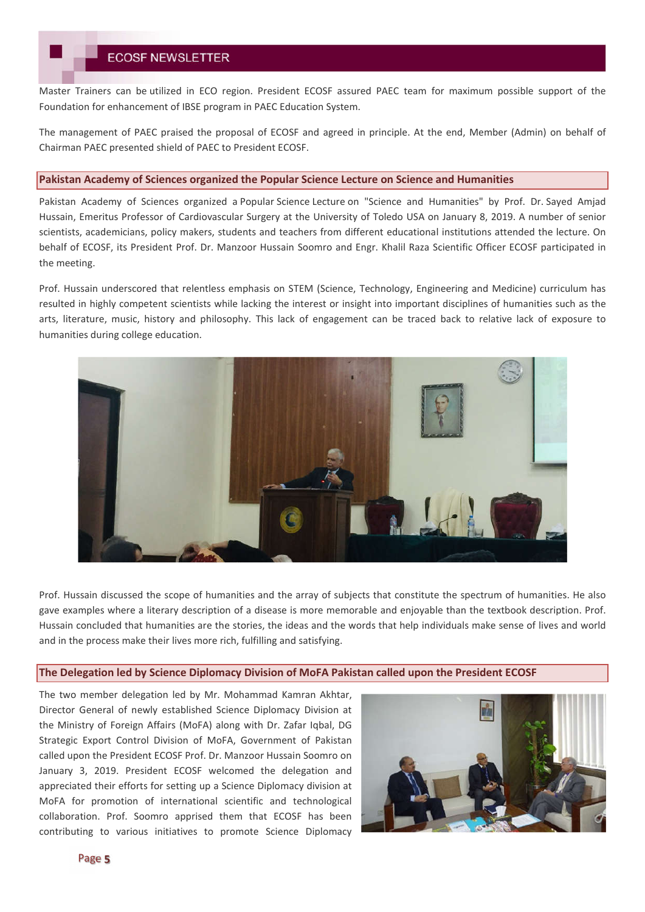Master Trainers can be utilized in ECO region. President ECOSF assured PAEC team for maximum possible support of the Foundation for enhancement of IBSE program in PAEC Education System.

The management of PAEC praised the proposal of ECOSF and agreed in principle. At the end, Member (Admin) on behalf of Chairman PAEC presented shield of PAEC to President ECOSF.

## Pakistan Academy of Sciences organized the Popular Science Lecture on Science and Humanities

Pakistan Academy of Sciences organized a Popular Science Lecture on "Science and Humanities" by Prof. Dr. Sayed Amjad Hussain, Emeritus Professor of Cardiovascular Surgery at the University of Toledo USA on January 8, 2019. A number of senior scientists, academicians, policy makers, students and teachers from different educational institutions attended the lecture. On behalf of ECOSF, its President Prof. Dr. Manzoor Hussain Soomro and Engr. Khalil Raza Scientific Officer ECOSF participated in the meeting.

Prof. Hussain underscored that relentless emphasis on STEM (Science, Technology, Engineering and Medicine) curriculum has resulted in highly competent scientists while lacking the interest or insight into important disciplines of humanities such as the arts, literature, music, history and philosophy. This lack of engagement can be traced back to relative lack of exposure to humanities during college education.

Prof. Hussain discussed the scope of humanities and the array of subjects that constitute the spectrum of humanities. He also gave examples where a literary description of a disease is more memorable and enjoyable than the textbook description. Prof. Hussain concluded that humanities are the stories, the ideas and the words that help individuals make sense of lives and world and in the process make their lives more rich, fulfilling and satisfying.

## The Delegation led by Science Diplomacy Division of MoFA Pakistan called upon the President ECOSF

The two member delegation led by Mr. Mohammad Kamran Akhtar, Director General of newly established Science Diplomacy Division at the Ministry of Foreign Affairs (MoFA) along with Dr. Zafar Iqbal, DG Strategic Export Control Division of MoFA, Government of Pakistan called upon the President ECOSF Prof. Dr. Manzoor Hussain Soomro on January 3, 2019. President ECOSF welcomed the delegation and appreciated their efforts for setting up a Science Diplomacy division at MoFA for promotion of international scientific and technological collaboration. Prof. Soomro apprised them that ECOSF has been contributing to various initiatives to promote Science Diplomacy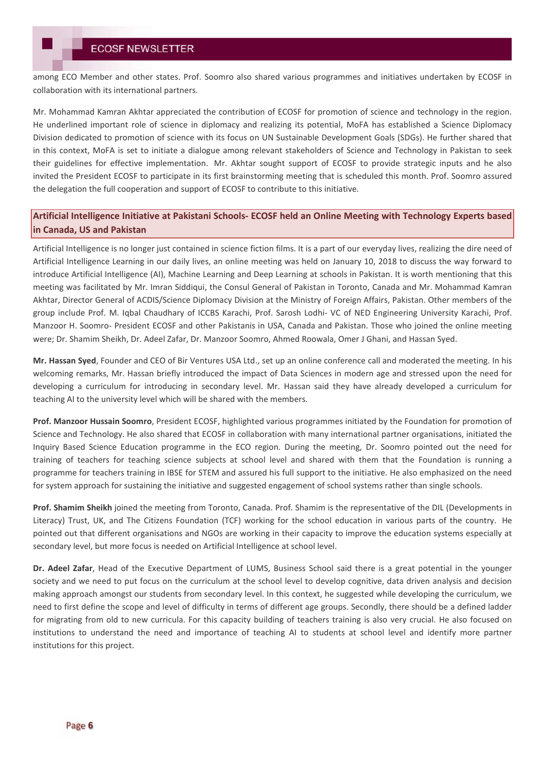among ECO Member and other states. Prof. Soomro also shared various programmes and initiatives undertaken by ECOSF in collaboration with its international partners.

Mr. Mohammad Kamran Akhtar appreciated the contribution of ECOSF for promotion of science and technology in the region. He underlined important role of science in diplomacy and realizing its potential, MoFA has established a Science Diplomacy Division dedicated to promotion of science with its focus on UN Sustainable Development Goals (SDGs). He further shared that in this context, MoFA is set to initiate a dialogue among relevant stakeholders of Science and Technology in Pakistan to seek their guidelines for effective implementation. Mr. Akhtar sought support of ECOSF to provide strategic inputs and he also invited the President ECOSF to participate in its first brainstorming meeting that is scheduled this month. Prof. Soomro assured the delegation the full cooperation and support of ECOSF to contribute to this initiative.

## Artificial Intelligence Initiative at Pakistani Schools- ECOSF held an Online Meeting with Technology Experts based in Canada, US and Pakistan

Artificial Intelligence is no longer just contained in science fiction films. It is a part of our everyday lives, realizing the dire need of Artificial Intelligence Learning in our daily lives, an online meeting was held on January 10, 2018 to discuss the way forward to introduce Artificial Intelligence (AI), Machine Learning and Deep Learning at schools in Pakistan. It is worth mentioning that this meeting was facilitated by Mr. Imran Siddiqui, the Consul General of Pakistan in Toronto, Canada and Mr. Mohammad Kamran Akhtar, Director General of ACDIS/Science Diplomacy Division at the Ministry of Foreign Affairs, Pakistan. Other members of the group include Prof. M. Iqbal Chaudhary of ICCBS Karachi, Prof. Sarosh Lodhi- VC of NED Engineering University Karachi, Prof. Manzoor H. Soomro- President ECOSF and other Pakistanis in USA, Canada and Pakistan. Those who joined the online meeting were; Dr. Shamim Sheikh, Dr. Adeel Zafar, Dr. Manzoor Soomro, Ahmed Roowala, Omer J Ghani, and Hassan Syed.

**Mr. Hassan Syed**, Founder and CEO of Bir Ventures USA Ltd., set up an online conference call and moderated the meeting. In his welcoming remarks, Mr. Hassan briefly introduced the impact of Data Sciences in modern age and stressed upon the need for developing a curriculum for introducing in secondary level. Mr. Hassan said they have already developed a curriculum for teaching AI to the university level which will be shared with the members.

**Prof. Manzoor Hussain Soomro**, President ECOSF, highlighted various programmes initiated by the Foundation for promotion of Science and Technology. He also shared that ECOSF in collaboration with many international partner organisations, initiated the Inquiry Based Science Education programme in the ECO region. During the meeting, Dr. Soomro pointed out the need for training of teachers for teaching science subjects at school level and shared with them that the Foundation is running a programme for teachers training in IBSE for STEM and assured his full support to the initiative. He also emphasized on the need for system approach for sustaining the initiative and suggested engagement of school systems rather than single schools.

**Prof. Shamim Sheikh** joined the meeting from Toronto, Canada. Prof. Shamim is the representative of the DIL (Developments in Literacy) Trust, UK, and The Citizens Foundation (TCF) working for the school education in various parts of the country. He pointed out that different organisations and NGOs are working in their capacity to improve the education systems especially at secondary level, but more focus is needed on Artificial Intelligence at school level.

**Dr. Adeel Zafar**, Head of the Executive Department of LUMS, Business School said there is a great potential in the younger society and we need to put focus on the curriculum at the school level to develop cognitive, data driven analysis and decision making approach amongst our students from secondary level. In this context, he suggested while developing the curriculum, we need to first define the scope and level of difficulty in terms of different age groups. Secondly, there should be a defined ladder for migrating from old to new curricula. For this capacity building of teachers training is also very crucial. He also focused on institutions to understand the need and importance of teaching AI to students at school level and identify more partner institutions for this project.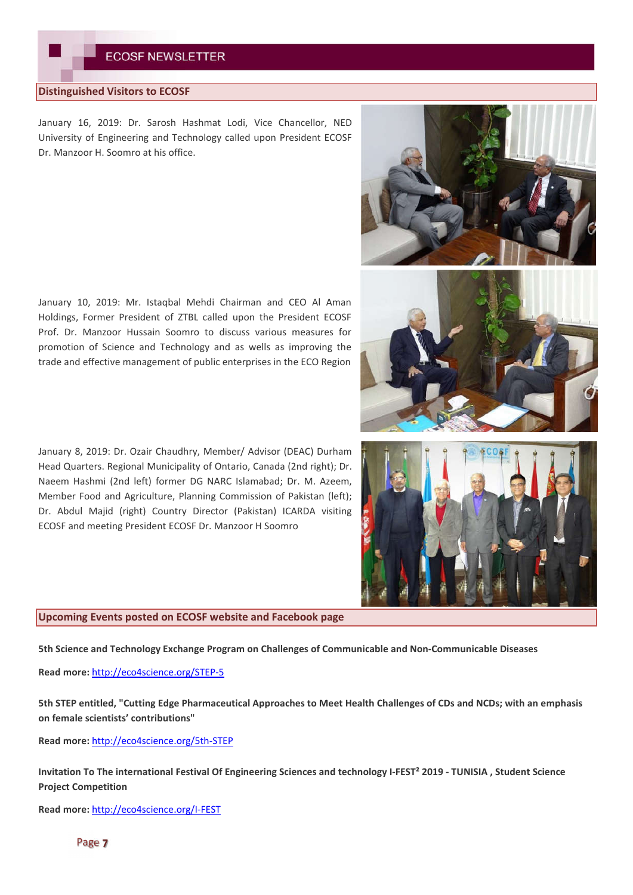## Distinguished Visitors to ECOSF

January 16, 2019: Dr. Sarosh Hashmat Lodi, Vice Chancellor, NED University of Engineering and Technology called upon President ECOSF Dr. Manzoor H. Soomro at his office.

January 10, 2019: Mr. Istaqbal Mehdi Chairman and CEO Al Aman Holdings, Former President of ZTBL called upon the President ECOSF Prof. Dr. Manzoor Hussain Soomro to discuss various measures for promotion of Science and Technology and as wells as improving the trade and effective management of public enterprises in the ECO Region

January 8, 2019: Dr. Ozair Chaudhry, Member/ Advisor (DEAC) Durham Head Quarters. Regional Municipality of Ontario, Canada (2nd right); Dr. Naeem Hashmi (2nd left) former DG NARC Islamabad; Dr. M. Azeem, Member Food and Agriculture, Planning Commission of Pakistan (left); Dr. Abdul Majid (right) Country Director (Pakistan) ICARDA visiting ECOSF and meeting President ECOSF Dr. Manzoor H Soomro

## Upcoming Events posted on ECOSF website and Facebook page

**5th Science and Technology Exchange Program on Challenges of Communicable and Non-Communicable Diseases**

**Read more:** http://eco4science.org/STEP-5

**5th STEP entitled, "Cutting Edge Pharmaceutical Approaches to Meet Health Challenges of CDs and NCDs; with an emphasis on female scientists' contributions"**

**Read more:** http://eco4science.org/5th-STEP

**Invitation To The international Festival Of Engineering Sciences and technology I-FEST$^2$ 2019 - TUNISIA , Student Science Project Competition**

**Read more:** http://eco4science.org/I-FEST